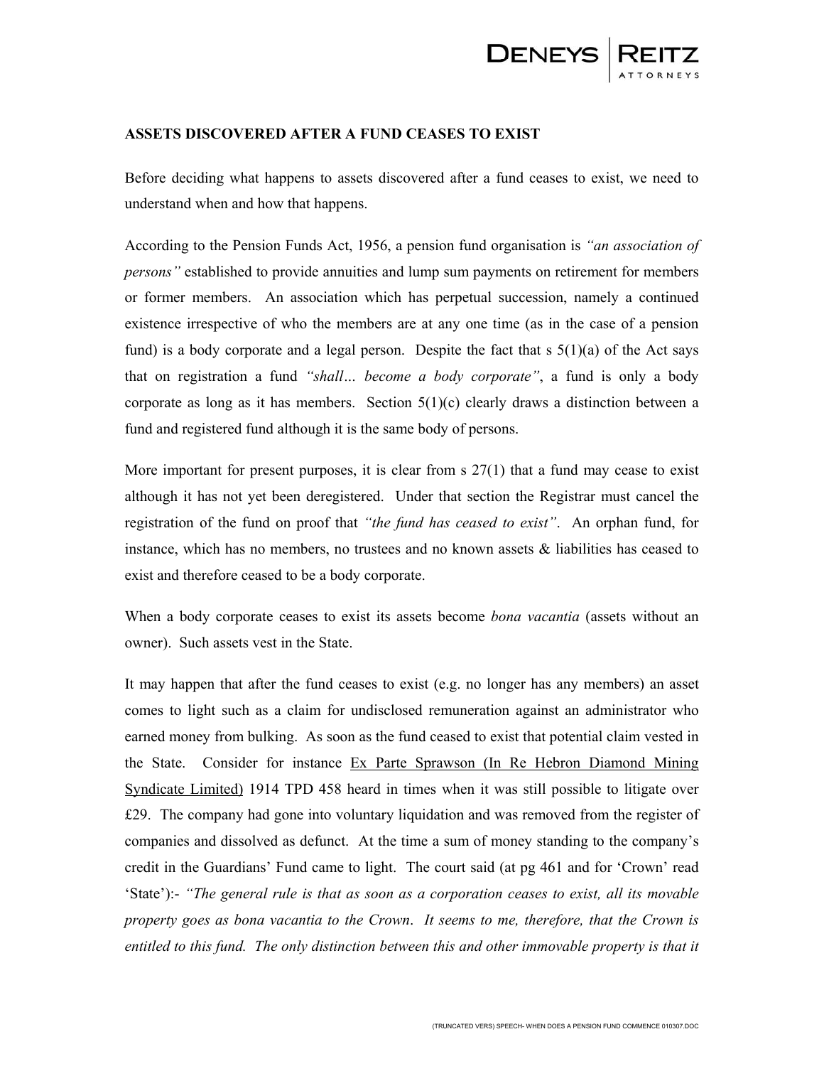**ASSETS DISCOVERED AFTER A FUND CEASES TO EXIST**

Before deciding what happens to assets discovered after a fund ceases to exist, we need to understand when and how that happens.

According to the Pension Funds Act, 1956, a pension fund organisation is *"an association of persons"* established to provide annuities and lump sum payments on retirement for members or former members. An association which has perpetual succession, namely a continued existence irrespective of who the members are at any one time (as in the case of a pension fund) is a body corporate and a legal person. Despite the fact that s 5(1)(a) of the Act says that on registration a fund *"shall… become a body corporate"*, a fund is only a body corporate as long as it has members. Section 5(1)(c) clearly draws a distinction between a fund and registered fund although it is the same body of persons.

More important for present purposes, it is clear from s 27(1) that a fund may cease to exist although it has not yet been deregistered. Under that section the Registrar must cancel the registration of the fund on proof that *"the fund has ceased to exist"*. An orphan fund, for instance, which has no members, no trustees and no known assets & liabilities has ceased to exist and therefore ceased to be a body corporate.

When a body corporate ceases to exist its assets become *bona vacantia* (assets without an owner). Such assets vest in the State.

It may happen that after the fund ceases to exist (e.g. no longer has any members) an asset comes to light such as a claim for undisclosed remuneration against an administrator who earned money from bulking. As soon as the fund ceased to exist that potential claim vested in the State. Consider for instance Ex Parte Sprawson (In Re Hebron Diamond Mining Syndicate Limited) 1914 TPD 458 heard in times when it was still possible to litigate over £29. The company had gone into voluntary liquidation and was removed from the register of companies and dissolved as defunct. At the time a sum of money standing to the company's credit in the Guardians' Fund came to light. The court said (at pg 461 and for 'Crown' read 'State'):- *"The general rule is that as soon as a corporation ceases to exist, all its movable property goes as bona vacantia to the Crown. It seems to me, therefore, that the Crown is entitled to this fund. The only distinction between this and other immovable property is that it*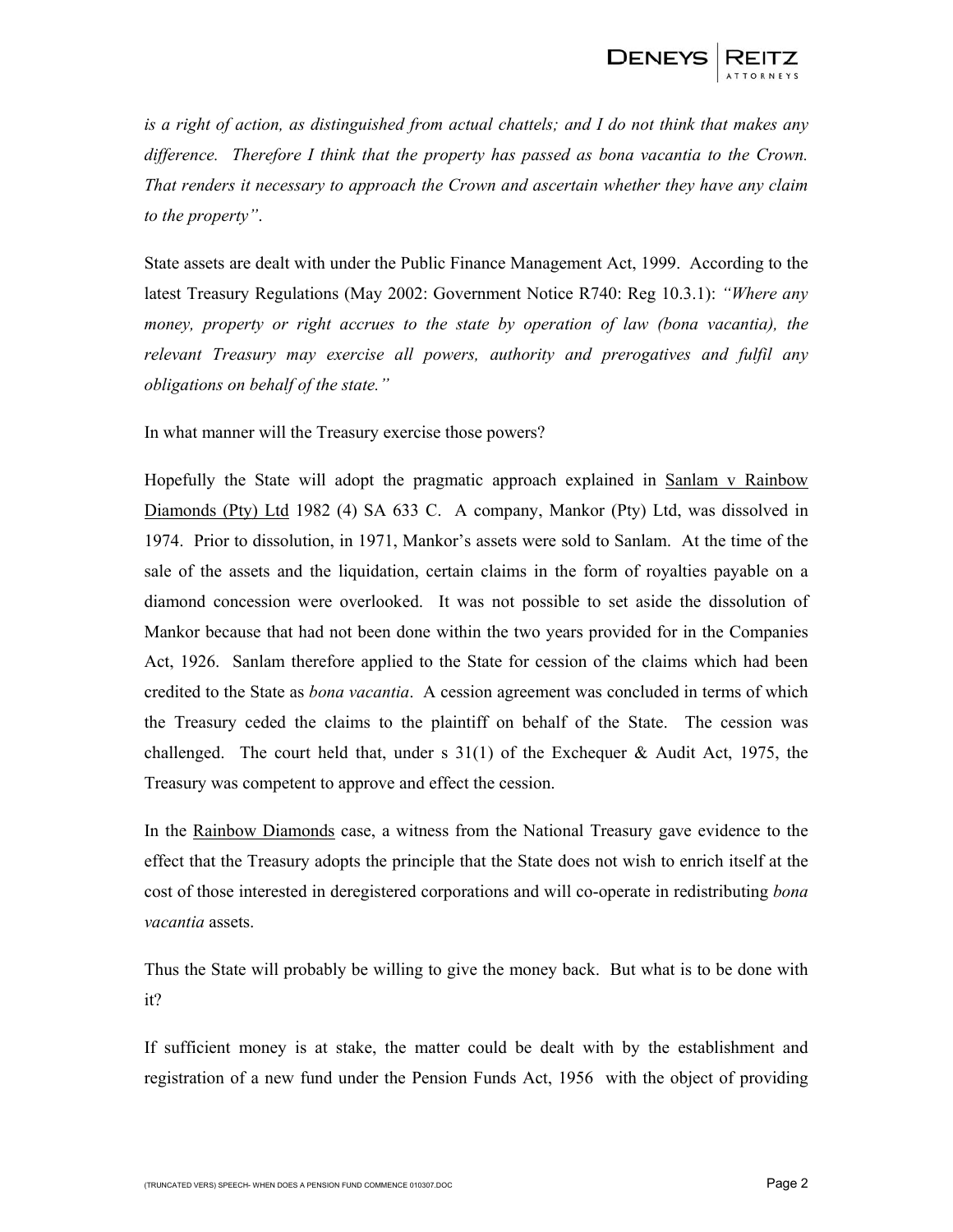*is a right of action, as distinguished from actual chattels; and I do not think that makes any difference. Therefore I think that the property has passed as bona vacantia to the Crown. That renders it necessary to approach the Crown and ascertain whether they have any claim to the property".*

State assets are dealt with under the Public Finance Management Act, 1999. According to the latest Treasury Regulations (May 2002: Government Notice R740: Reg 10.3.1): *"Where any money, property or right accrues to the state by operation of law (bona vacantia), the relevant Treasury may exercise all powers, authority and prerogatives and fulfil any obligations on behalf of the state."*

In what manner will the Treasury exercise those powers?

Hopefully the State will adopt the pragmatic approach explained in Sanlam v Rainbow Diamonds (Pty) Ltd 1982 (4) SA 633 C. A company, Mankor (Pty) Ltd, was dissolved in 1974. Prior to dissolution, in 1971, Mankor's assets were sold to Sanlam. At the time of the sale of the assets and the liquidation, certain claims in the form of royalties payable on a diamond concession were overlooked. It was not possible to set aside the dissolution of Mankor because that had not been done within the two years provided for in the Companies Act, 1926. Sanlam therefore applied to the State for cession of the claims which had been credited to the State as *bona vacantia*. A cession agreement was concluded in terms of which the Treasury ceded the claims to the plaintiff on behalf of the State. The cession was challenged. The court held that, under s 31(1) of the Exchequer & Audit Act, 1975, the Treasury was competent to approve and effect the cession.

In the Rainbow Diamonds case, a witness from the National Treasury gave evidence to the effect that the Treasury adopts the principle that the State does not wish to enrich itself at the cost of those interested in deregistered corporations and will co-operate in redistributing *bona vacantia* assets.

Thus the State will probably be willing to give the money back. But what is to be done with it?

If sufficient money is at stake, the matter could be dealt with by the establishment and registration of a new fund under the Pension Funds Act, 1956 with the object of providing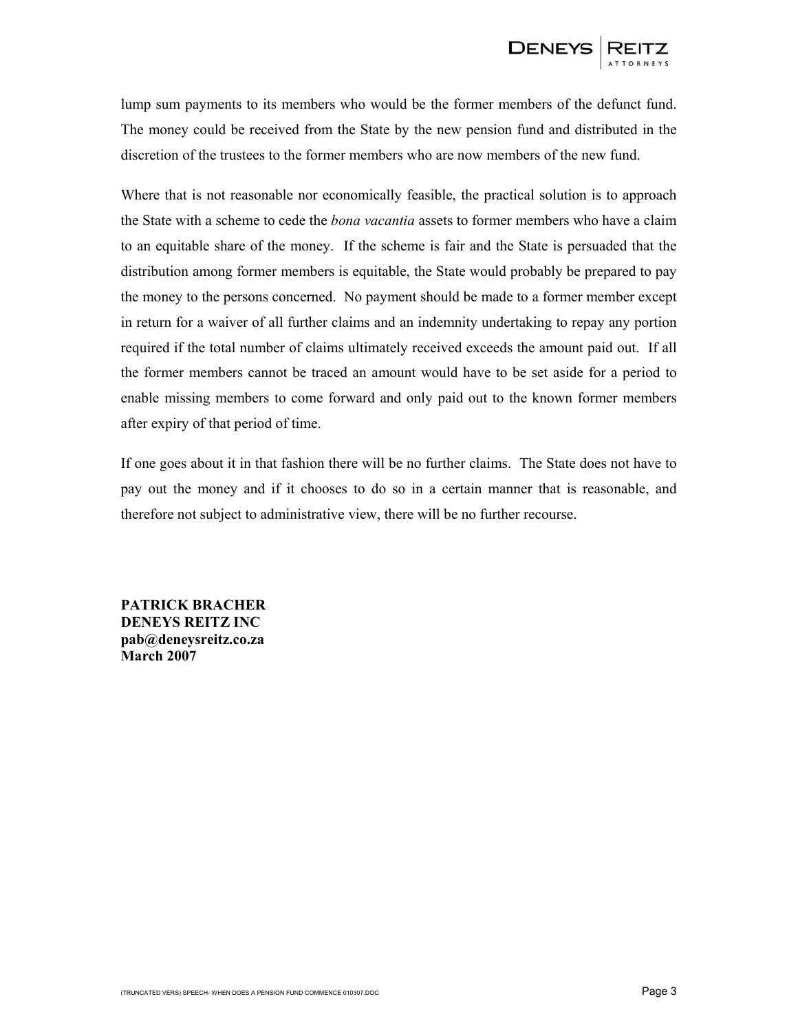lump sum payments to its members who would be the former members of the defunct fund. The money could be received from the State by the new pension fund and distributed in the discretion of the trustees to the former members who are now members of the new fund.

Where that is not reasonable nor economically feasible, the practical solution is to approach the State with a scheme to cede the *bona vacantia* assets to former members who have a claim to an equitable share of the money. If the scheme is fair and the State is persuaded that the distribution among former members is equitable, the State would probably be prepared to pay the money to the persons concerned. No payment should be made to a former member except in return for a waiver of all further claims and an indemnity undertaking to repay any portion required if the total number of claims ultimately received exceeds the amount paid out. If all the former members cannot be traced an amount would have to be set aside for a period to enable missing members to come forward and only paid out to the known former members after expiry of that period of time.

If one goes about it in that fashion there will be no further claims. The State does not have to pay out the money and if it chooses to do so in a certain manner that is reasonable, and therefore not subject to administrative view, there will be no further recourse.

**PATRICK BRACHER**
**DENEYS REITZ INC**
**pab@deneysreitz.co.za**
**March 2007**